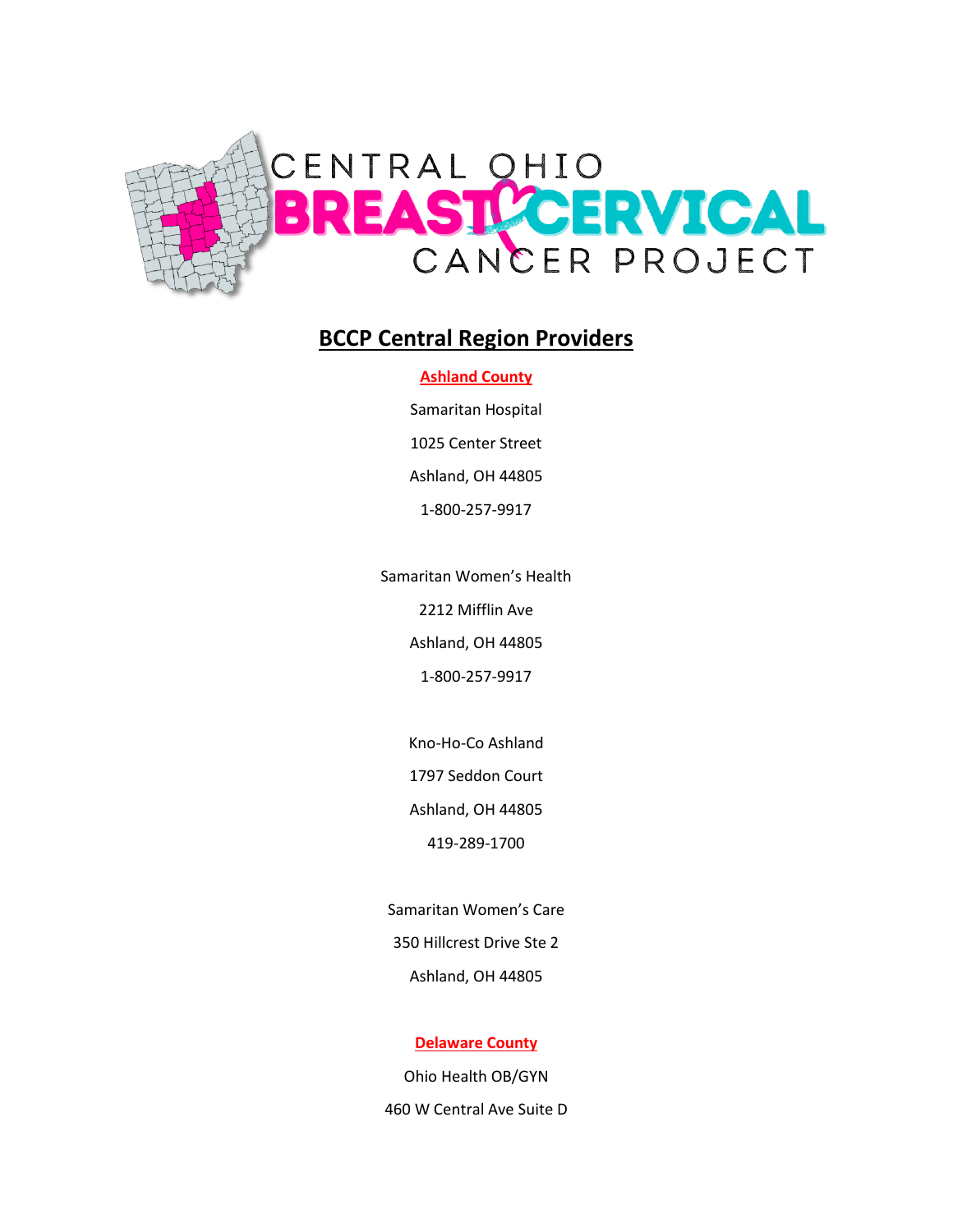CENTRAL OHIO BREAST CERVICAL CANCER PROJECT

# BCCP Central Region Providers

## Ashland County

Samaritan Hospital

1025 Center Street

Ashland, OH 44805

1-800-257-9917

Samaritan Women's Health

2212 Mifflin Ave

Ashland, OH 44805

1-800-257-9917

Kno-Ho-Co Ashland

1797 Seddon Court

Ashland, OH 44805

419-289-1700

Samaritan Women's Care

350 Hillcrest Drive Ste 2

Ashland, OH 44805

## Delaware County

Ohio Health OB/GYN

460 W Central Ave Suite D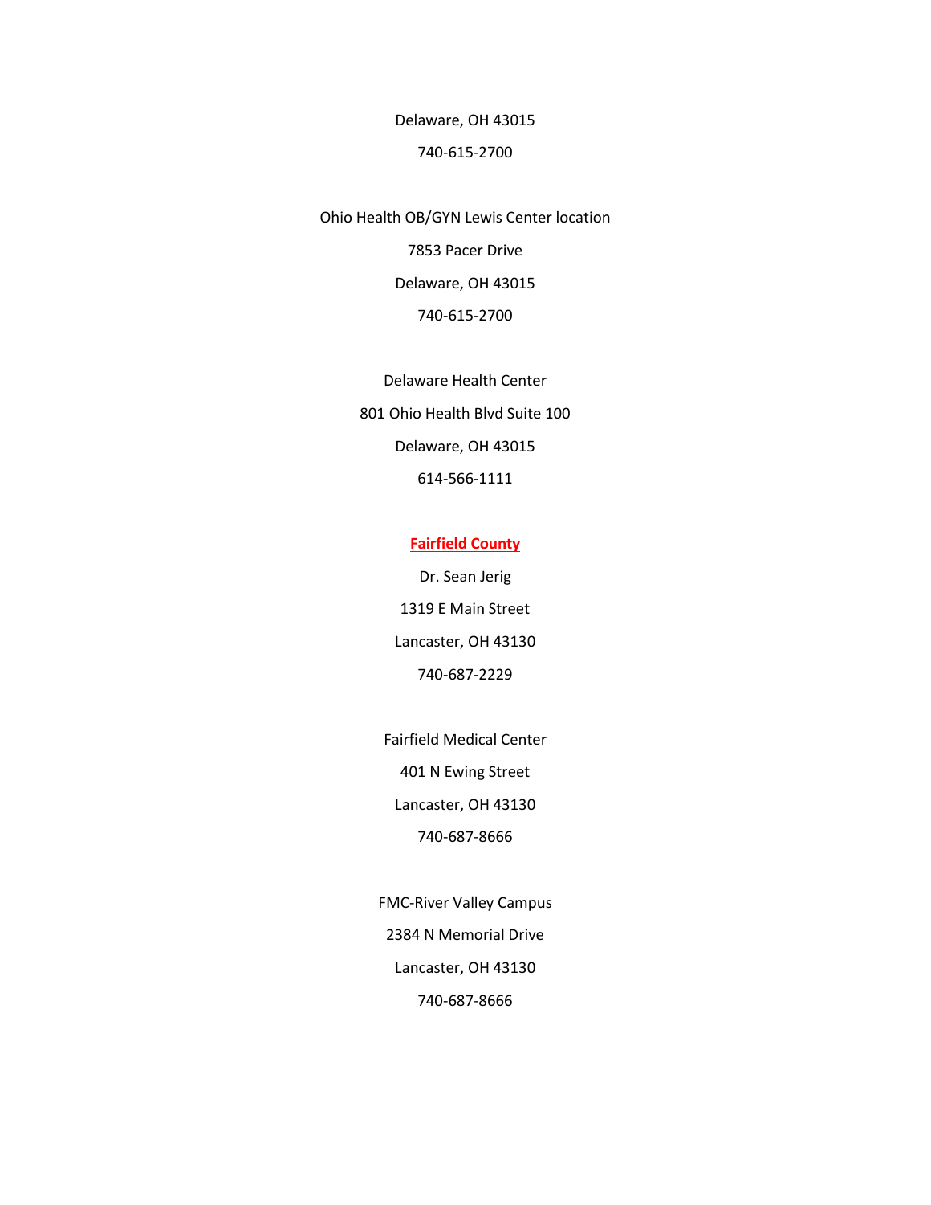Delaware, OH 43015

740-615-2700

Ohio Health OB/GYN Lewis Center location

7853 Pacer Drive

Delaware, OH 43015

740-615-2700

Delaware Health Center

801 Ohio Health Blvd Suite 100

Delaware, OH 43015

614-566-1111

## Fairfield County

Dr. Sean Jerig

1319 E Main Street

Lancaster, OH 43130

740-687-2229

Fairfield Medical Center

401 N Ewing Street

Lancaster, OH 43130

740-687-8666

FMC-River Valley Campus

2384 N Memorial Drive

Lancaster, OH 43130

740-687-8666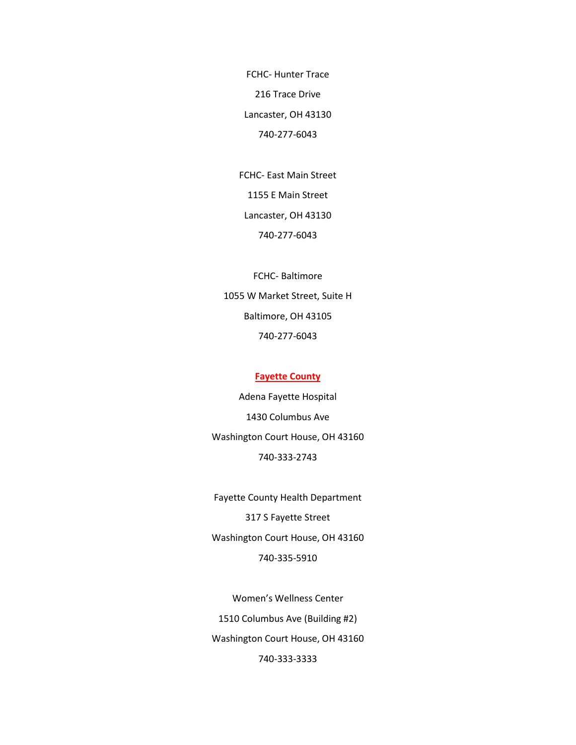FCHC- Hunter Trace

216 Trace Drive

Lancaster, OH 43130

740-277-6043

FCHC- East Main Street

1155 E Main Street

Lancaster, OH 43130

740-277-6043

FCHC- Baltimore

1055 W Market Street, Suite H

Baltimore, OH 43105

740-277-6043

## Fayette County

Adena Fayette Hospital

1430 Columbus Ave

Washington Court House, OH 43160

740-333-2743

Fayette County Health Department

317 S Fayette Street

Washington Court House, OH 43160

740-335-5910

Women's Wellness Center

1510 Columbus Ave (Building #2)

Washington Court House, OH 43160

740-333-3333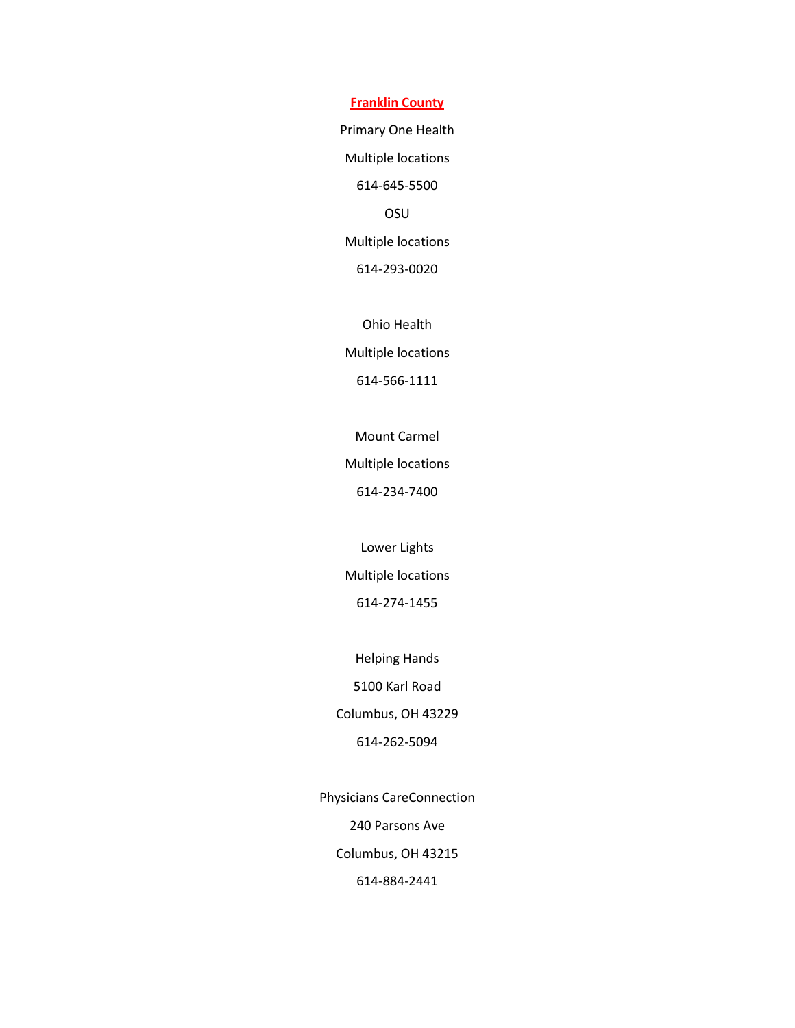## Franklin County

Primary One Health

Multiple locations

614-645-5500

OSU

Multiple locations

614-293-0020

Ohio Health

Multiple locations

614-566-1111

Mount Carmel

Multiple locations

614-234-7400

Lower Lights

Multiple locations

614-274-1455

Helping Hands

5100 Karl Road

Columbus, OH 43229

614-262-5094

Physicians CareConnection

240 Parsons Ave

Columbus, OH 43215

614-884-2441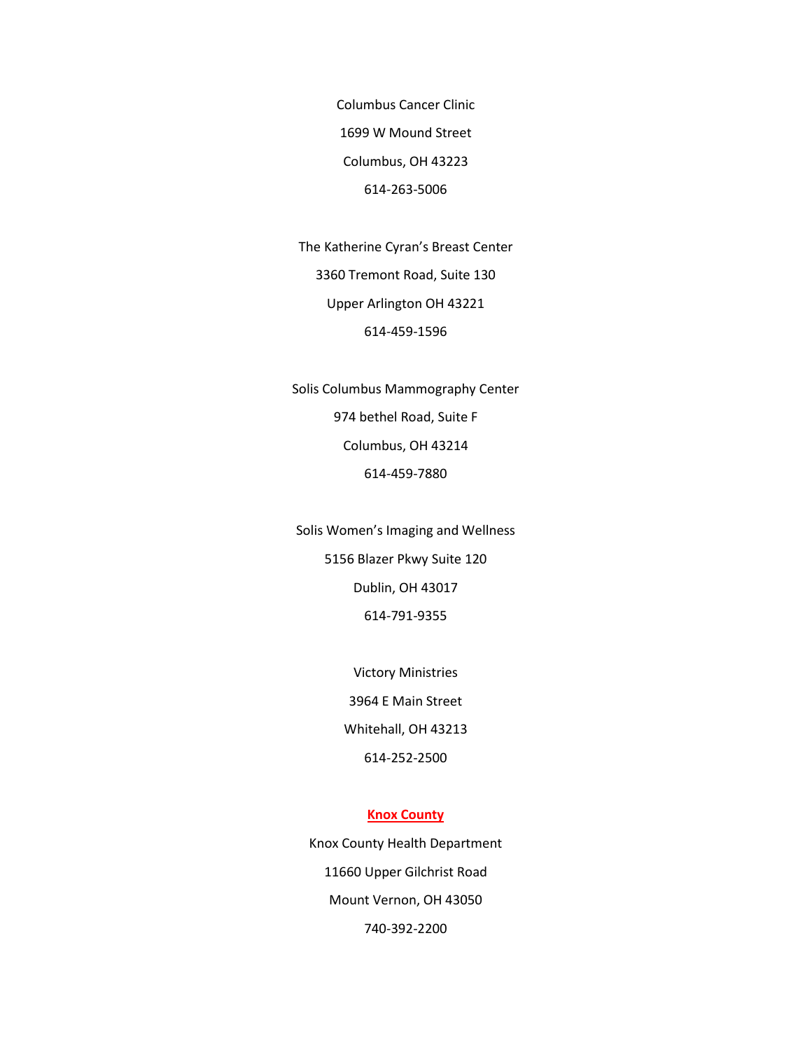Columbus Cancer Clinic

1699 W Mound Street

Columbus, OH 43223

614-263-5006

The Katherine Cyran's Breast Center

3360 Tremont Road, Suite 130

Upper Arlington OH 43221

614-459-1596

Solis Columbus Mammography Center

974 bethel Road, Suite F

Columbus, OH 43214

614-459-7880

Solis Women's Imaging and Wellness

5156 Blazer Pkwy Suite 120

Dublin, OH 43017

614-791-9355

Victory Ministries

3964 E Main Street

Whitehall, OH 43213

614-252-2500

## Knox County

Knox County Health Department

11660 Upper Gilchrist Road

Mount Vernon, OH 43050

740-392-2200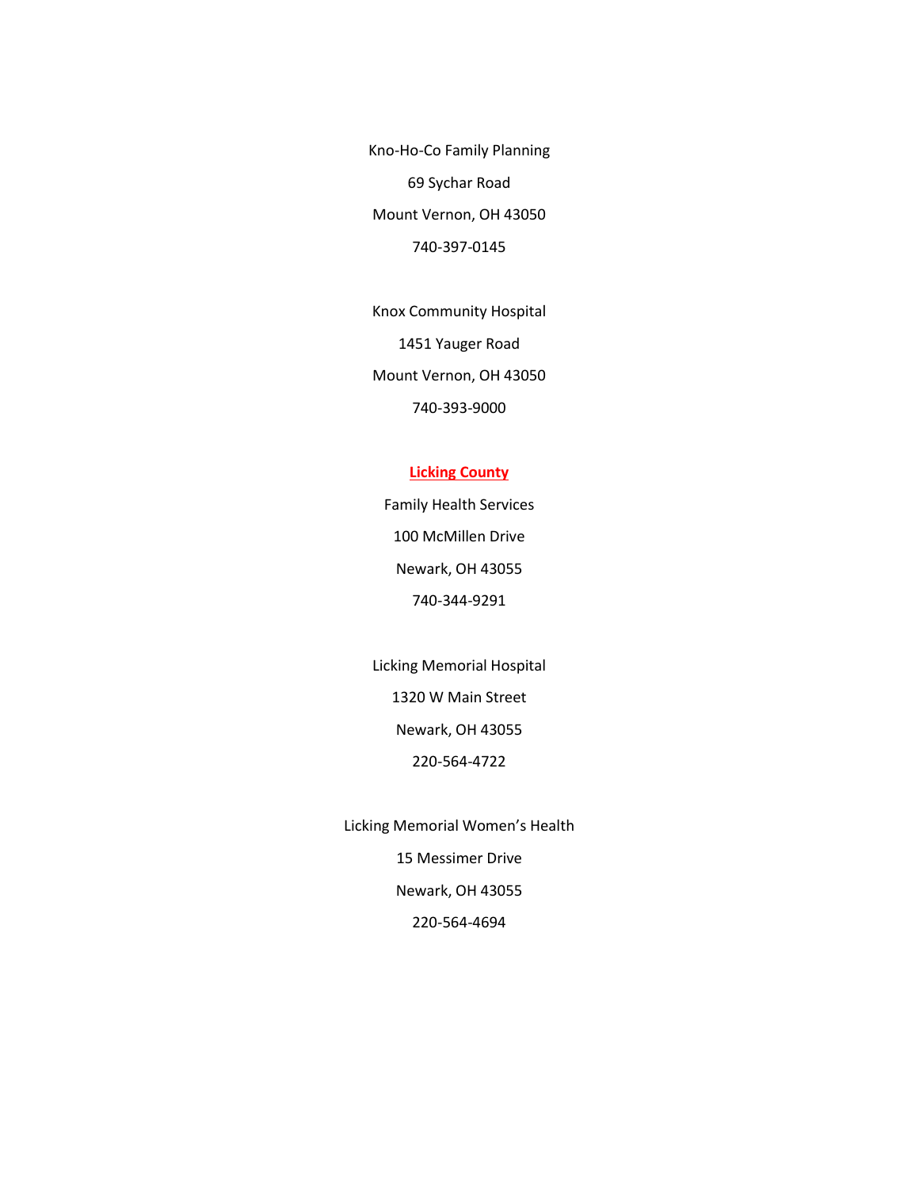Kno-Ho-Co Family Planning

69 Sychar Road

Mount Vernon, OH 43050

740-397-0145

Knox Community Hospital

1451 Yauger Road

Mount Vernon, OH 43050

740-393-9000

## Licking County

Family Health Services

100 McMillen Drive

Newark, OH 43055

740-344-9291

Licking Memorial Hospital

1320 W Main Street

Newark, OH 43055

220-564-4722

Licking Memorial Women's Health

15 Messimer Drive

Newark, OH 43055

220-564-4694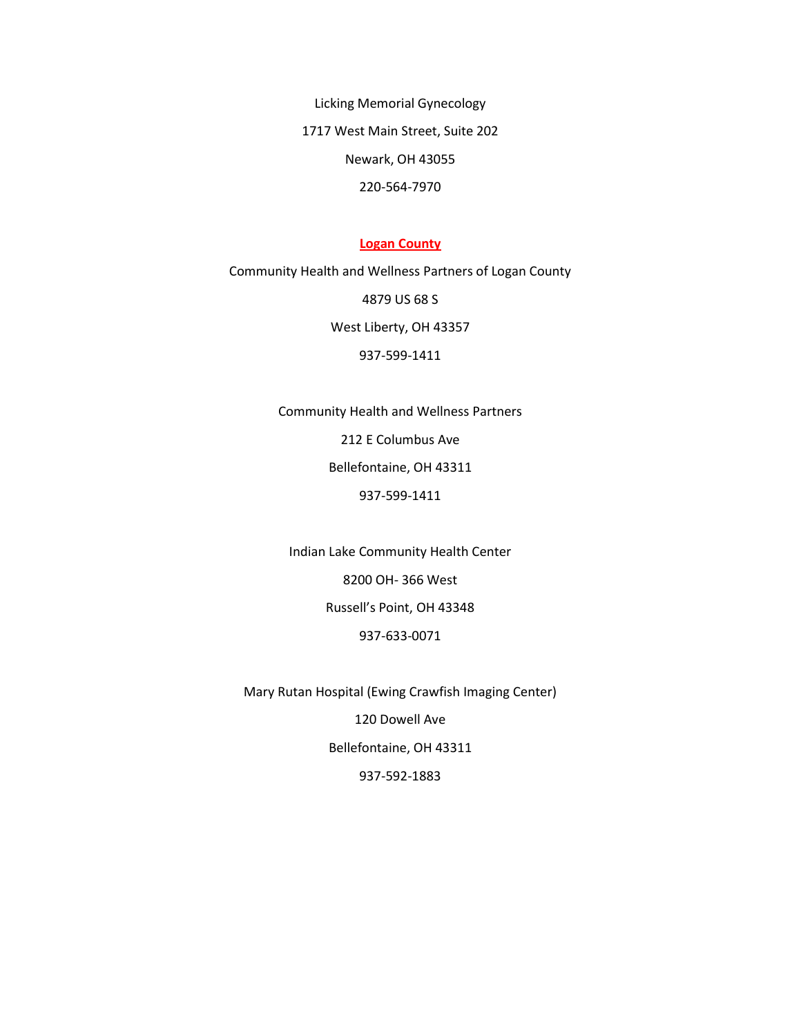Licking Memorial Gynecology

1717 West Main Street, Suite 202

Newark, OH 43055

220-564-7970

## Logan County

Community Health and Wellness Partners of Logan County

4879 US 68 S

West Liberty, OH 43357

937-599-1411

Community Health and Wellness Partners

212 E Columbus Ave

Bellefontaine, OH 43311

937-599-1411

Indian Lake Community Health Center

8200 OH- 366 West

Russell's Point, OH 43348

937-633-0071

Mary Rutan Hospital (Ewing Crawfish Imaging Center)

120 Dowell Ave

Bellefontaine, OH 43311

937-592-1883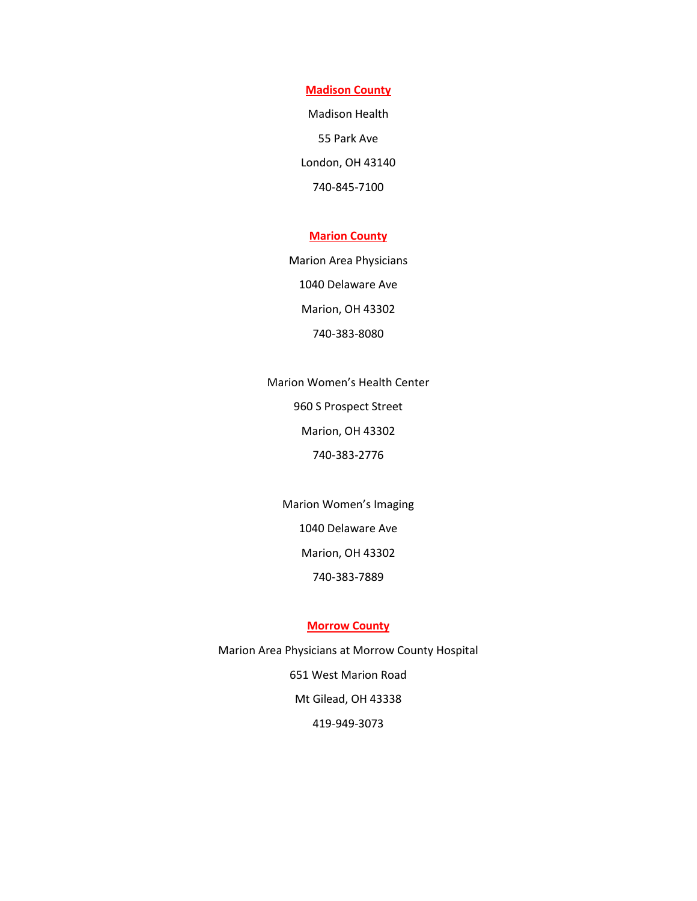## Madison County

Madison Health

55 Park Ave

London, OH 43140

740-845-7100

## Marion County

Marion Area Physicians

1040 Delaware Ave

Marion, OH 43302

740-383-8080

Marion Women's Health Center

960 S Prospect Street

Marion, OH 43302

740-383-2776

Marion Women's Imaging

1040 Delaware Ave

Marion, OH 43302

740-383-7889

## Morrow County

Marion Area Physicians at Morrow County Hospital

651 West Marion Road

Mt Gilead, OH 43338

419-949-3073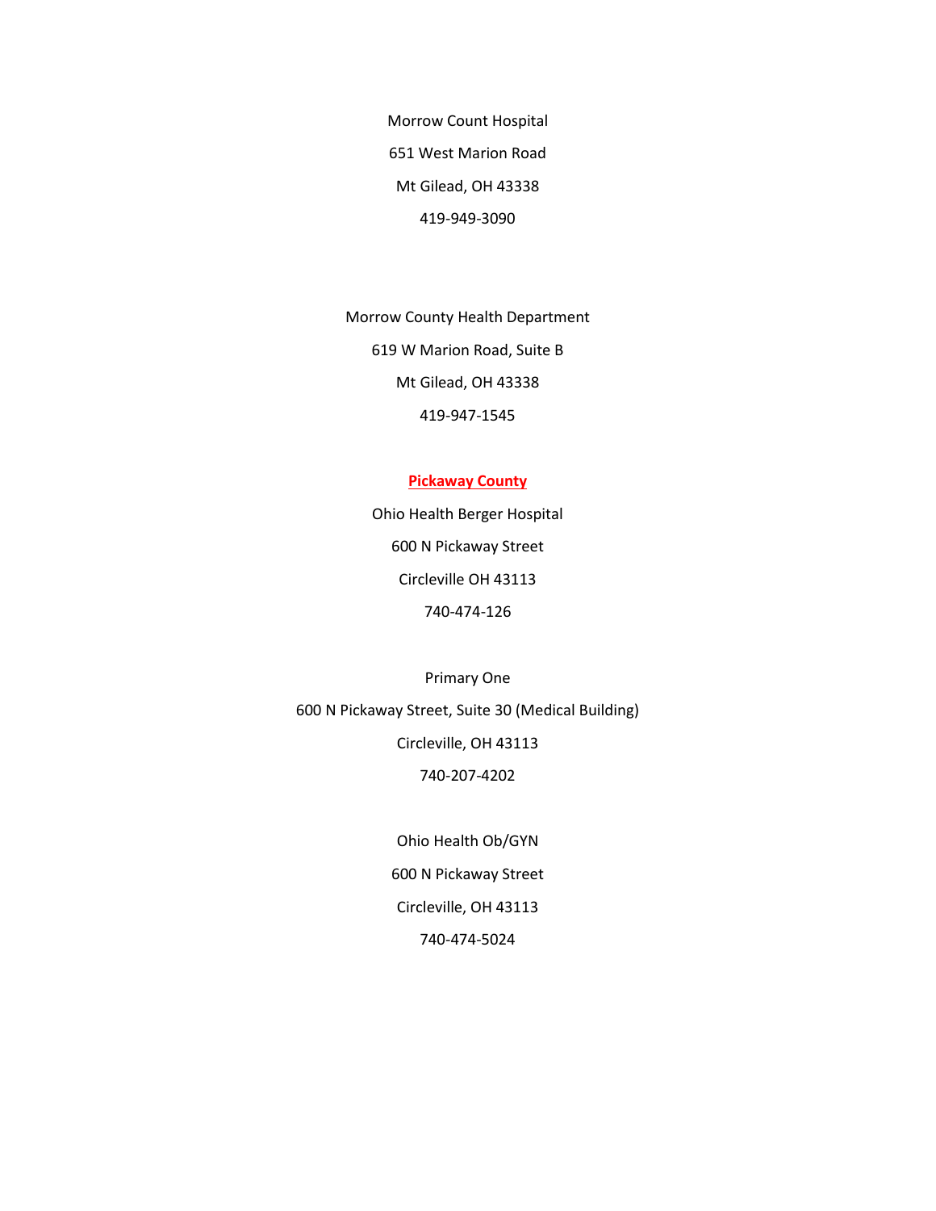Morrow Count Hospital

651 West Marion Road

Mt Gilead, OH 43338

419-949-3090

Morrow County Health Department

619 W Marion Road, Suite B

Mt Gilead, OH 43338

419-947-1545

## **Pickaway County**

Ohio Health Berger Hospital

600 N Pickaway Street

Circleville OH 43113

740-474-126

Primary One

600 N Pickaway Street, Suite 30 (Medical Building)

Circleville, OH 43113

740-207-4202

Ohio Health Ob/GYN

600 N Pickaway Street

Circleville, OH 43113

740-474-5024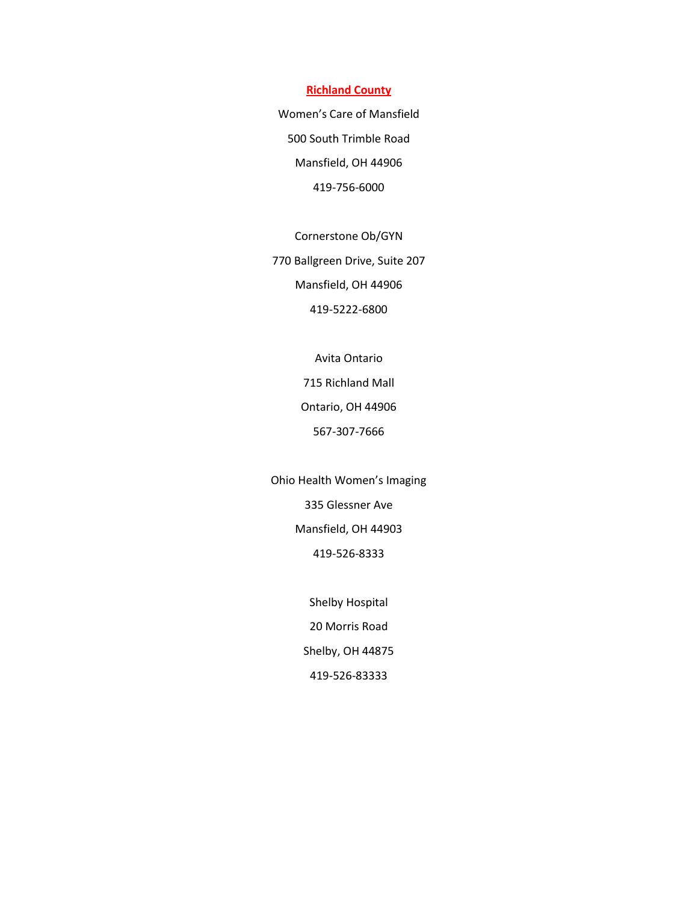## Richland County

Women's Care of Mansfield

500 South Trimble Road

Mansfield, OH 44906

419-756-6000

Cornerstone Ob/GYN

770 Ballgreen Drive, Suite 207

Mansfield, OH 44906

419-5222-6800

Avita Ontario

715 Richland Mall

Ontario, OH 44906

567-307-7666

Ohio Health Women's Imaging

335 Glessner Ave

Mansfield, OH 44903

419-526-8333

Shelby Hospital

20 Morris Road

Shelby, OH 44875

419-526-83333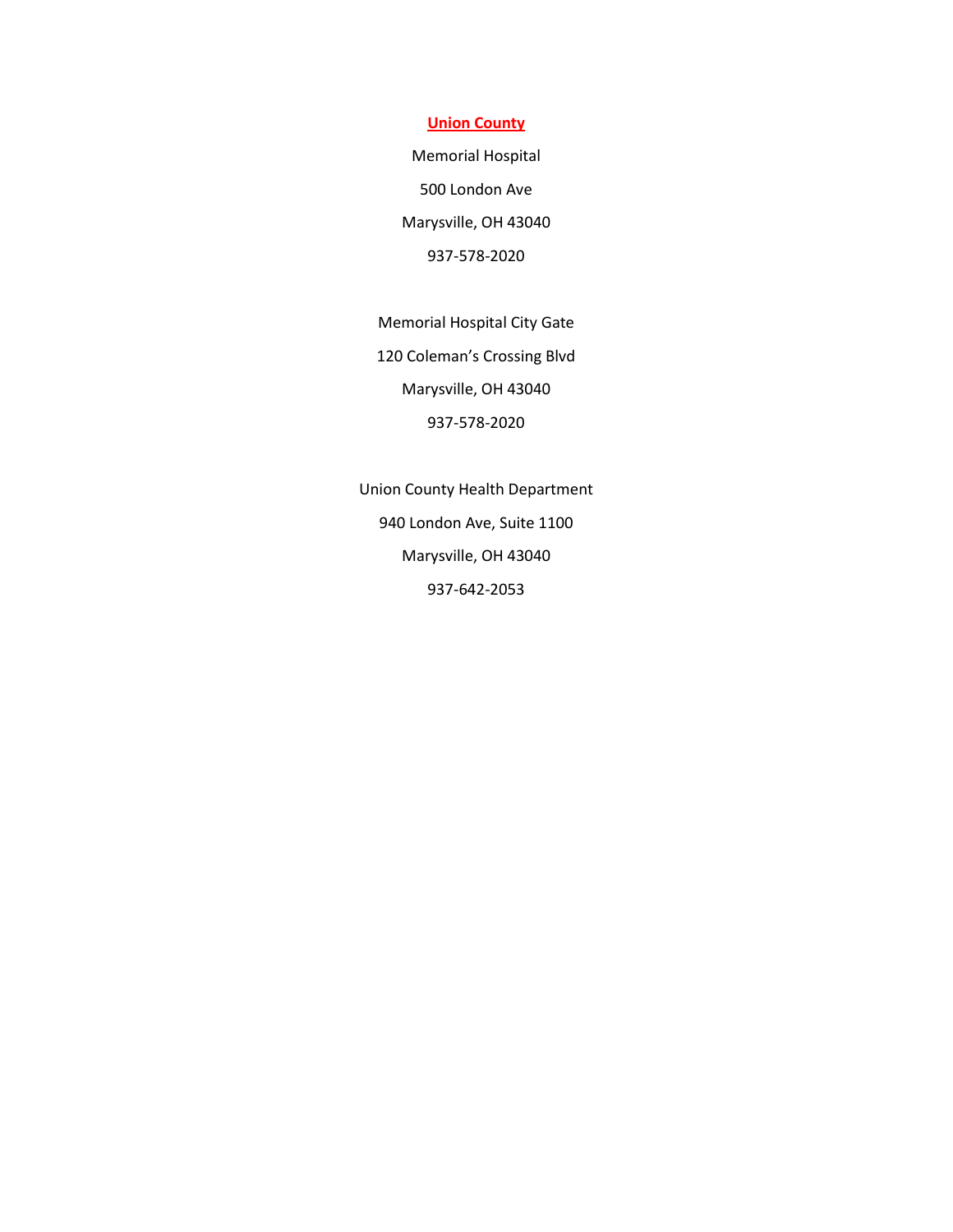## **Union County**

Memorial Hospital

500 London Ave

Marysville, OH 43040

937-578-2020

Memorial Hospital City Gate

120 Coleman's Crossing Blvd

Marysville, OH 43040

937-578-2020

Union County Health Department

940 London Ave, Suite 1100

Marysville, OH 43040

937-642-2053